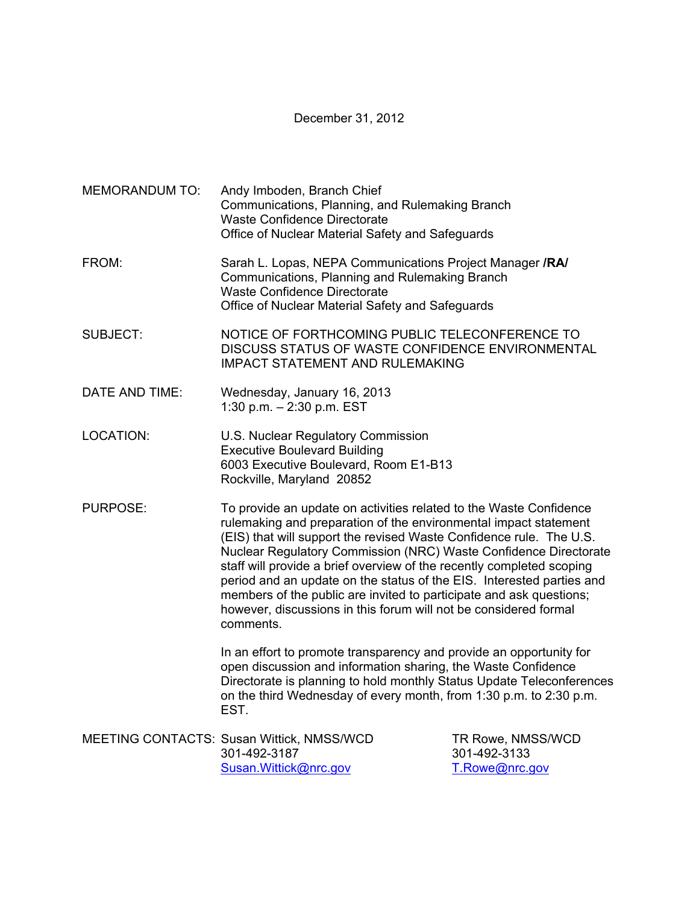December 31, 2012

MEMORANDUM TO: Andy Imboden, Branch Chief
Communications, Planning, and Rulemaking Branch
Waste Confidence Directorate
Office of Nuclear Material Safety and Safeguards

FROM: Sarah L. Lopas, NEPA Communications Project Manager **/RA/**
Communications, Planning and Rulemaking Branch
Waste Confidence Directorate
Office of Nuclear Material Safety and Safeguards

SUBJECT: NOTICE OF FORTHCOMING PUBLIC TELECONFERENCE TO DISCUSS STATUS OF WASTE CONFIDENCE ENVIRONMENTAL IMPACT STATEMENT AND RULEMAKING

DATE AND TIME: Wednesday, January 16, 2013
1:30 p.m. – 2:30 p.m. EST

LOCATION: U.S. Nuclear Regulatory Commission
Executive Boulevard Building
6003 Executive Boulevard, Room E1-B13
Rockville, Maryland 20852

PURPOSE: To provide an update on activities related to the Waste Confidence rulemaking and preparation of the environmental impact statement (EIS) that will support the revised Waste Confidence rule. The U.S. Nuclear Regulatory Commission (NRC) Waste Confidence Directorate staff will provide a brief overview of the recently completed scoping period and an update on the status of the EIS. Interested parties and members of the public are invited to participate and ask questions; however, discussions in this forum will not be considered formal comments.

In an effort to promote transparency and provide an opportunity for open discussion and information sharing, the Waste Confidence Directorate is planning to hold monthly Status Update Teleconferences on the third Wednesday of every month, from 1:30 p.m. to 2:30 p.m. EST.

MEETING CONTACTS:

Susan Wittick, NMSS/WCD
301-492-3187
Susan.Wittick@nrc.gov

TR Rowe, NMSS/WCD
301-492-3133
T.Rowe@nrc.gov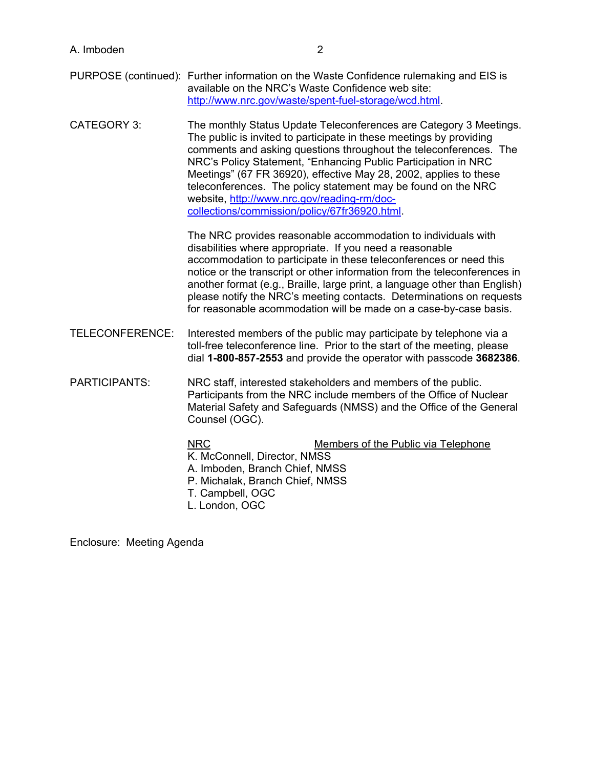PURPOSE (continued): Further information on the Waste Confidence rulemaking and EIS is available on the NRC's Waste Confidence web site: http://www.nrc.gov/waste/spent-fuel-storage/wcd.html.

CATEGORY 3: The monthly Status Update Teleconferences are Category 3 Meetings. The public is invited to participate in these meetings by providing comments and asking questions throughout the teleconferences. The NRC's Policy Statement, "Enhancing Public Participation in NRC Meetings" (67 FR 36920), effective May 28, 2002, applies to these teleconferences. The policy statement may be found on the NRC website, http://www.nrc.gov/reading-rm/doc-collections/commission/policy/67fr36920.html.

The NRC provides reasonable accommodation to individuals with disabilities where appropriate. If you need a reasonable accommodation to participate in these teleconferences or need this notice or the transcript or other information from the teleconferences in another format (e.g., Braille, large print, a language other than English) please notify the NRC's meeting contacts. Determinations on requests for reasonable acommodation will be made on a case-by-case basis.

TELECONFERENCE: Interested members of the public may participate by telephone via a toll-free teleconference line. Prior to the start of the meeting, please dial **1-800-857-2553** and provide the operator with passcode **3682386**.

PARTICIPANTS: NRC staff, interested stakeholders and members of the public. Participants from the NRC include members of the Office of Nuclear Material Safety and Safeguards (NMSS) and the Office of the General Counsel (OGC).

| NRC | Members of the Public via Telephone |
|---|---|
| K. McConnell, Director, NMSS | |
| A. Imboden, Branch Chief, NMSS | |
| P. Michalak, Branch Chief, NMSS | |
| T. Campbell, OGC | |
| L. London, OGC | |

Enclosure: Meeting Agenda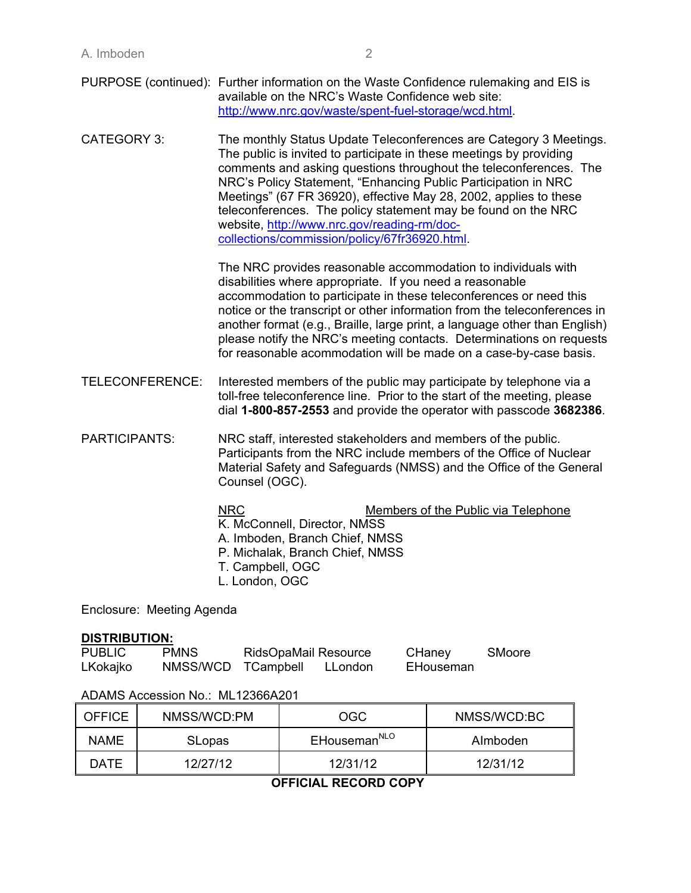PURPOSE (continued): Further information on the Waste Confidence rulemaking and EIS is available on the NRC's Waste Confidence web site: http://www.nrc.gov/waste/spent-fuel-storage/wcd.html.

CATEGORY 3: The monthly Status Update Teleconferences are Category 3 Meetings. The public is invited to participate in these meetings by providing comments and asking questions throughout the teleconferences. The NRC's Policy Statement, "Enhancing Public Participation in NRC Meetings" (67 FR 36920), effective May 28, 2002, applies to these teleconferences. The policy statement may be found on the NRC website, http://www.nrc.gov/reading-rm/doc-collections/commission/policy/67fr36920.html.

The NRC provides reasonable accommodation to individuals with disabilities where appropriate. If you need a reasonable accommodation to participate in these teleconferences or need this notice or the transcript or other information from the teleconferences in another format (e.g., Braille, large print, a language other than English) please notify the NRC's meeting contacts. Determinations on requests for reasonable acommodation will be made on a case-by-case basis.

TELECONFERENCE: Interested members of the public may participate by telephone via a toll-free teleconference line. Prior to the start of the meeting, please dial **1-800-857-2553** and provide the operator with passcode **3682386**.

PARTICIPANTS: NRC staff, interested stakeholders and members of the public. Participants from the NRC include members of the Office of Nuclear Material Safety and Safeguards (NMSS) and the Office of the General Counsel (OGC).

| NRC | Members of the Public via Telephone |
|---|---|
| K. McConnell, Director, NMSS | |
| A. Imboden, Branch Chief, NMSS | |
| P. Michalak, Branch Chief, NMSS | |
| T. Campbell, OGC | |
| L. London, OGC | |

Enclosure: Meeting Agenda

**DISTRIBUTION:**

PUBLIC PMNS RidsOpaMail Resource CHaney SMoore
LKokajko NMSS/WCD TCampbell LLondon EHouseman

ADAMS Accession No.: ML12366A201

| OFFICE | NMSS/WCD:PM | OGC | NMSS/WCD:BC |
|---|---|---|---|
| NAME | SLopas | EHouseman[NLO] | AImboden |
| DATE | 12/27/12 | 12/31/12 | 12/31/12 |

**OFFICIAL RECORD COPY**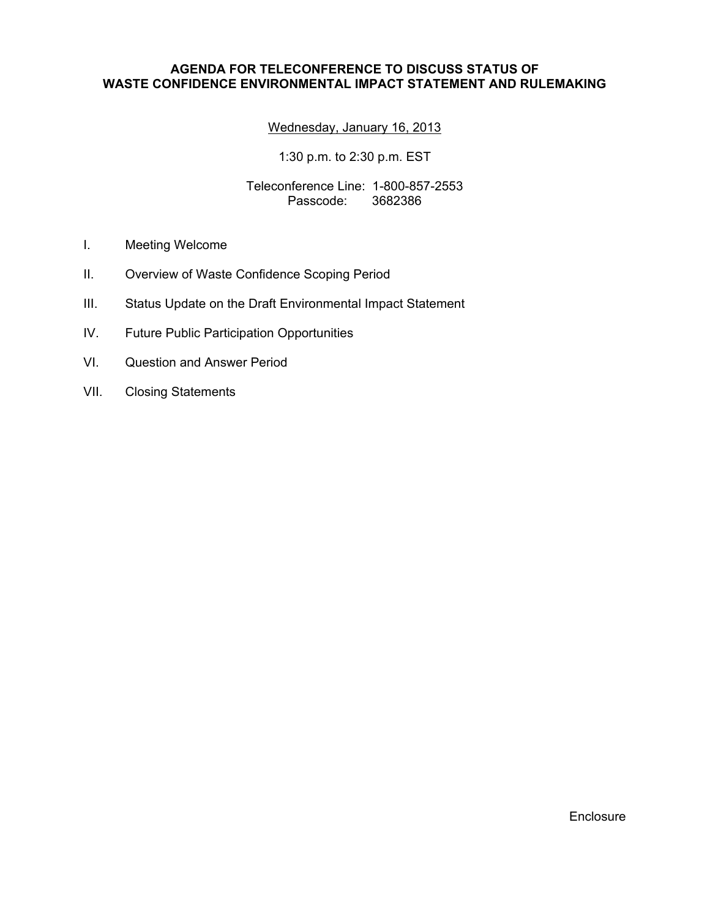# AGENDA FOR TELECONFERENCE TO DISCUSS STATUS OF WASTE CONFIDENCE ENVIRONMENTAL IMPACT STATEMENT AND RULEMAKING

Wednesday, January 16, 2013

1:30 p.m. to 2:30 p.m. EST

Teleconference Line: 1-800-857-2553
Passcode: 3682386

I. Meeting Welcome

II. Overview of Waste Confidence Scoping Period

III. Status Update on the Draft Environmental Impact Statement

IV. Future Public Participation Opportunities

VI. Question and Answer Period

VII. Closing Statements

Enclosure